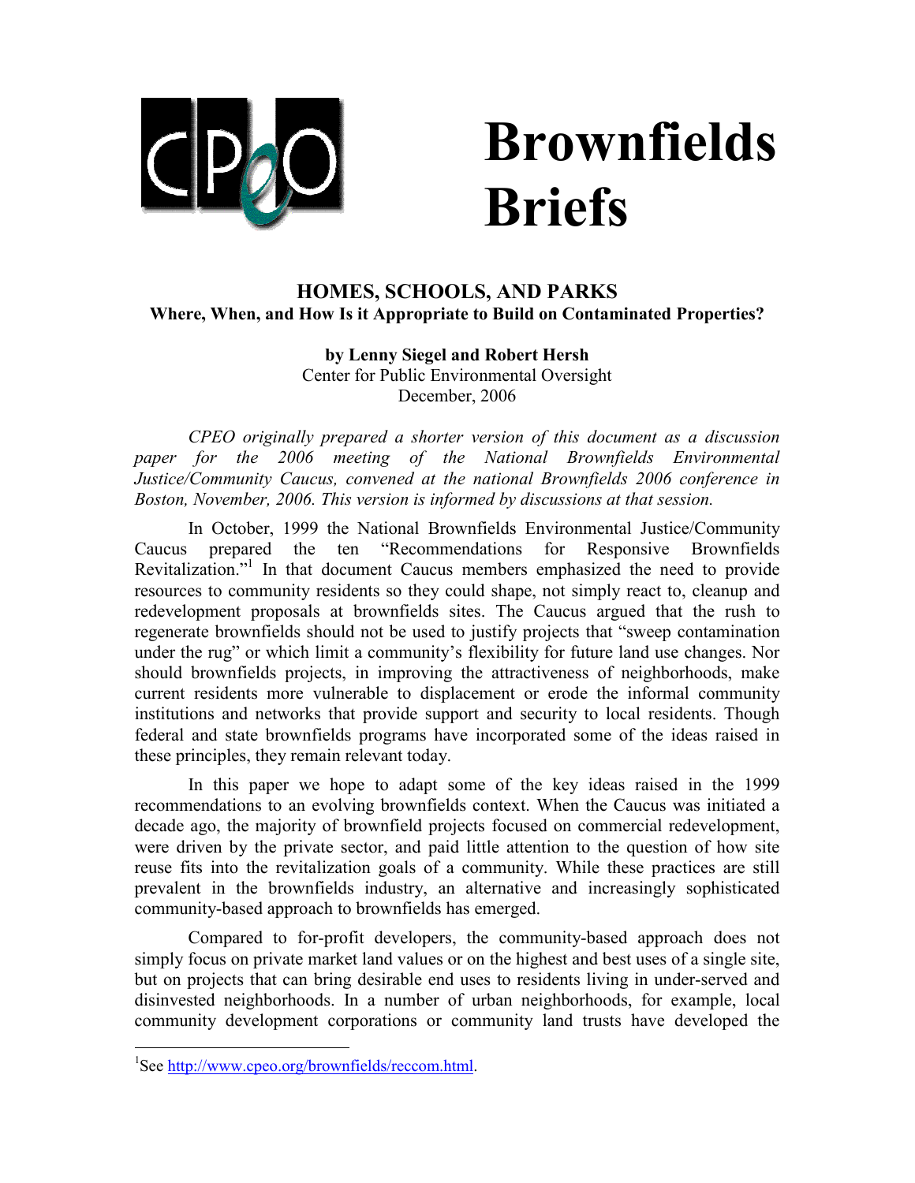# Brownfields Briefs

## HOMES, SCHOOLS, AND PARKS
### Where, When, and How Is it Appropriate to Build on Contaminated Properties?

**by Lenny Siegel and Robert Hersh**
Center for Public Environmental Oversight
December, 2006

*CPEO originally prepared a shorter version of this document as a discussion paper for the 2006 meeting of the National Brownfields Environmental Justice/Community Caucus, convened at the national Brownfields 2006 conference in Boston, November, 2006. This version is informed by discussions at that session.*

In October, 1999 the National Brownfields Environmental Justice/Community Caucus prepared the ten "Recommendations for Responsive Brownfields Revitalization."[1] In that document Caucus members emphasized the need to provide resources to community residents so they could shape, not simply react to, cleanup and redevelopment proposals at brownfields sites. The Caucus argued that the rush to regenerate brownfields should not be used to justify projects that "sweep contamination under the rug" or which limit a community's flexibility for future land use changes. Nor should brownfields projects, in improving the attractiveness of neighborhoods, make current residents more vulnerable to displacement or erode the informal community institutions and networks that provide support and security to local residents. Though federal and state brownfields programs have incorporated some of the ideas raised in these principles, they remain relevant today.

In this paper we hope to adapt some of the key ideas raised in the 1999 recommendations to an evolving brownfields context. When the Caucus was initiated a decade ago, the majority of brownfield projects focused on commercial redevelopment, were driven by the private sector, and paid little attention to the question of how site reuse fits into the revitalization goals of a community. While these practices are still prevalent in the brownfields industry, an alternative and increasingly sophisticated community-based approach to brownfields has emerged.

Compared to for-profit developers, the community-based approach does not simply focus on private market land values or on the highest and best uses of a single site, but on projects that can bring desirable end uses to residents living in under-served and disinvested neighborhoods. In a number of urban neighborhoods, for example, local community development corporations or community land trusts have developed the

[1] See http://www.cpeo.org/brownfields/reccom.html.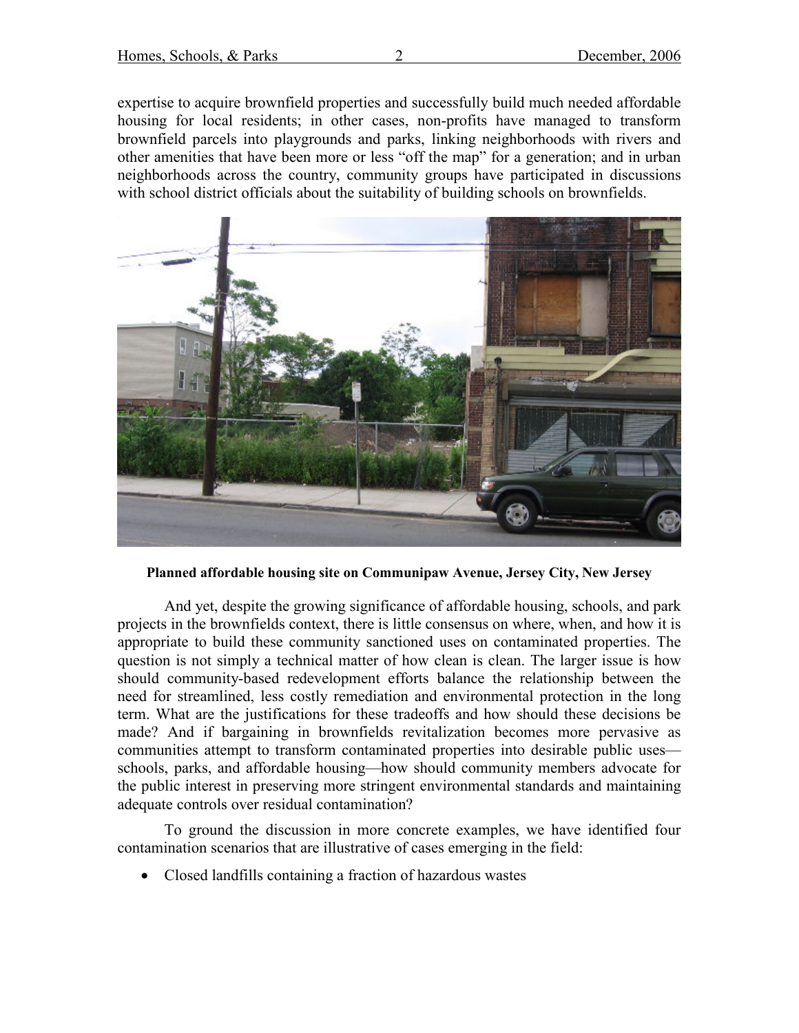expertise to acquire brownfield properties and successfully build much needed affordable housing for local residents; in other cases, non-profits have managed to transform brownfield parcels into playgrounds and parks, linking neighborhoods with rivers and other amenities that have been more or less "off the map" for a generation; and in urban neighborhoods across the country, community groups have participated in discussions with school district officials about the suitability of building schools on brownfields.

**Planned affordable housing site on Communipaw Avenue, Jersey City, New Jersey**

And yet, despite the growing significance of affordable housing, schools, and park projects in the brownfields context, there is little consensus on where, when, and how it is appropriate to build these community sanctioned uses on contaminated properties. The question is not simply a technical matter of how clean is clean. The larger issue is how should community-based redevelopment efforts balance the relationship between the need for streamlined, less costly remediation and environmental protection in the long term. What are the justifications for these tradeoffs and how should these decisions be made? And if bargaining in brownfields revitalization becomes more pervasive as communities attempt to transform contaminated properties into desirable public uses—schools, parks, and affordable housing—how should community members advocate for the public interest in preserving more stringent environmental standards and maintaining adequate controls over residual contamination?

To ground the discussion in more concrete examples, we have identified four contamination scenarios that are illustrative of cases emerging in the field:

- Closed landfills containing a fraction of hazardous wastes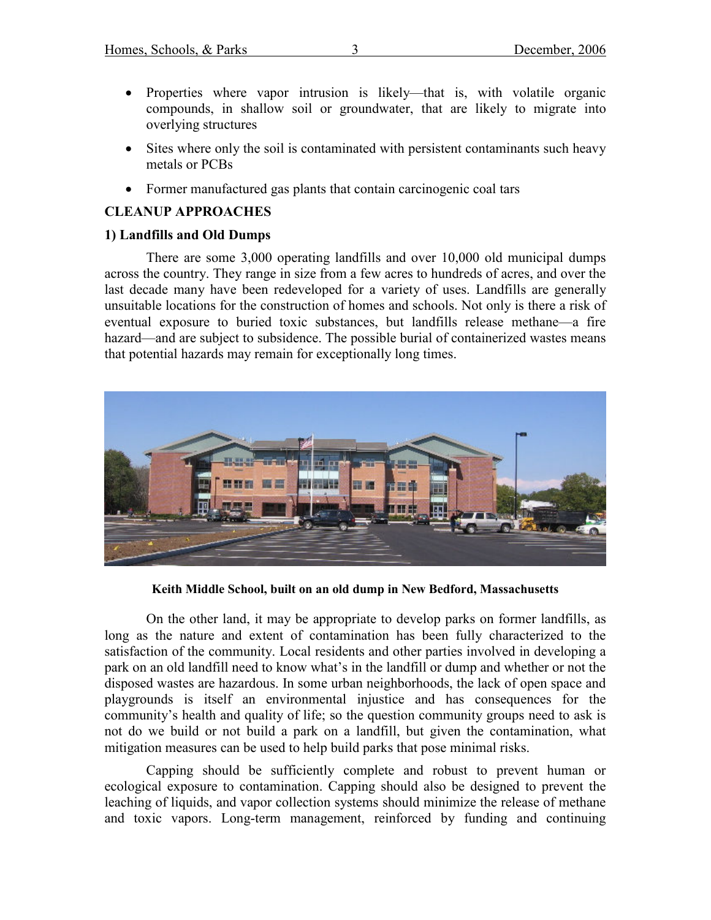- Properties where vapor intrusion is likely—that is, with volatile organic compounds, in shallow soil or groundwater, that are likely to migrate into overlying structures
- Sites where only the soil is contaminated with persistent contaminants such heavy metals or PCBs
- Former manufactured gas plants that contain carcinogenic coal tars

## CLEANUP APPROACHES

### 1) Landfills and Old Dumps

There are some 3,000 operating landfills and over 10,000 old municipal dumps across the country. They range in size from a few acres to hundreds of acres, and over the last decade many have been redeveloped for a variety of uses. Landfills are generally unsuitable locations for the construction of homes and schools. Not only is there a risk of eventual exposure to buried toxic substances, but landfills release methane—a fire hazard—and are subject to subsidence. The possible burial of containerized wastes means that potential hazards may remain for exceptionally long times.

**Keith Middle School, built on an old dump in New Bedford, Massachusetts**

On the other land, it may be appropriate to develop parks on former landfills, as long as the nature and extent of contamination has been fully characterized to the satisfaction of the community. Local residents and other parties involved in developing a park on an old landfill need to know what's in the landfill or dump and whether or not the disposed wastes are hazardous. In some urban neighborhoods, the lack of open space and playgrounds is itself an environmental injustice and has consequences for the community's health and quality of life; so the question community groups need to ask is not do we build or not build a park on a landfill, but given the contamination, what mitigation measures can be used to help build parks that pose minimal risks.

Capping should be sufficiently complete and robust to prevent human or ecological exposure to contamination. Capping should also be designed to prevent the leaching of liquids, and vapor collection systems should minimize the release of methane and toxic vapors. Long-term management, reinforced by funding and continuing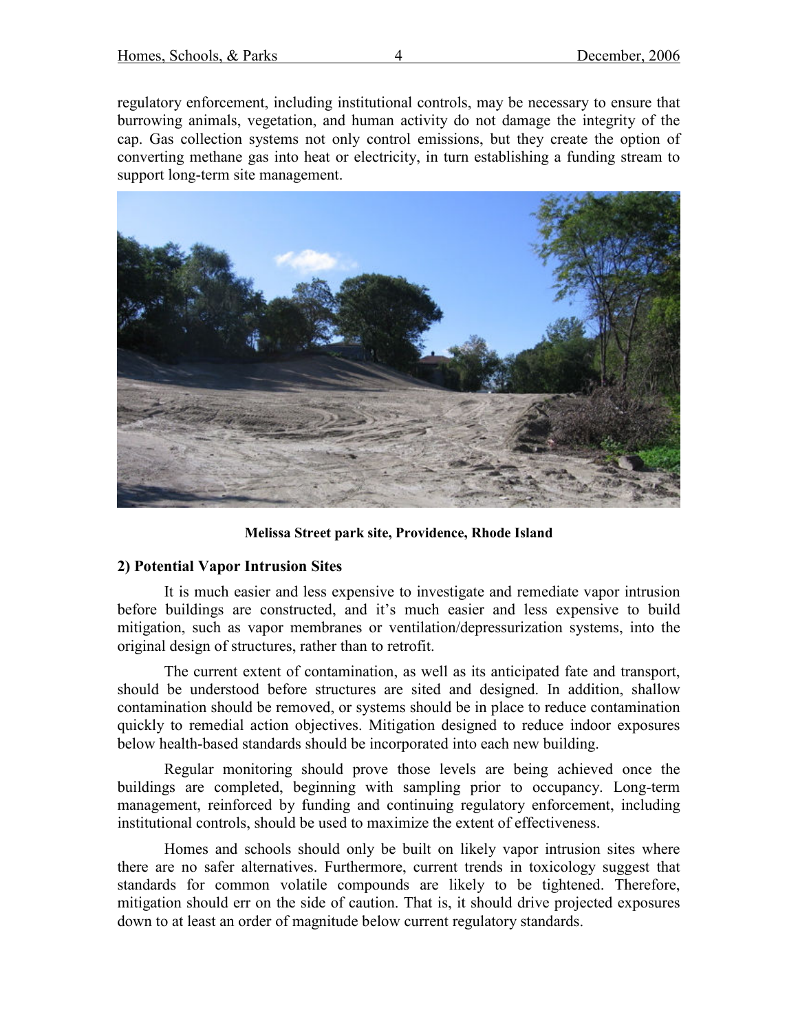regulatory enforcement, including institutional controls, may be necessary to ensure that burrowing animals, vegetation, and human activity do not damage the integrity of the cap. Gas collection systems not only control emissions, but they create the option of converting methane gas into heat or electricity, in turn establishing a funding stream to support long-term site management.

**Melissa Street park site, Providence, Rhode Island**

**2) Potential Vapor Intrusion Sites**

It is much easier and less expensive to investigate and remediate vapor intrusion before buildings are constructed, and it's much easier and less expensive to build mitigation, such as vapor membranes or ventilation/depressurization systems, into the original design of structures, rather than to retrofit.

The current extent of contamination, as well as its anticipated fate and transport, should be understood before structures are sited and designed. In addition, shallow contamination should be removed, or systems should be in place to reduce contamination quickly to remedial action objectives. Mitigation designed to reduce indoor exposures below health-based standards should be incorporated into each new building.

Regular monitoring should prove those levels are being achieved once the buildings are completed, beginning with sampling prior to occupancy. Long-term management, reinforced by funding and continuing regulatory enforcement, including institutional controls, should be used to maximize the extent of effectiveness.

Homes and schools should only be built on likely vapor intrusion sites where there are no safer alternatives. Furthermore, current trends in toxicology suggest that standards for common volatile compounds are likely to be tightened. Therefore, mitigation should err on the side of caution. That is, it should drive projected exposures down to at least an order of magnitude below current regulatory standards.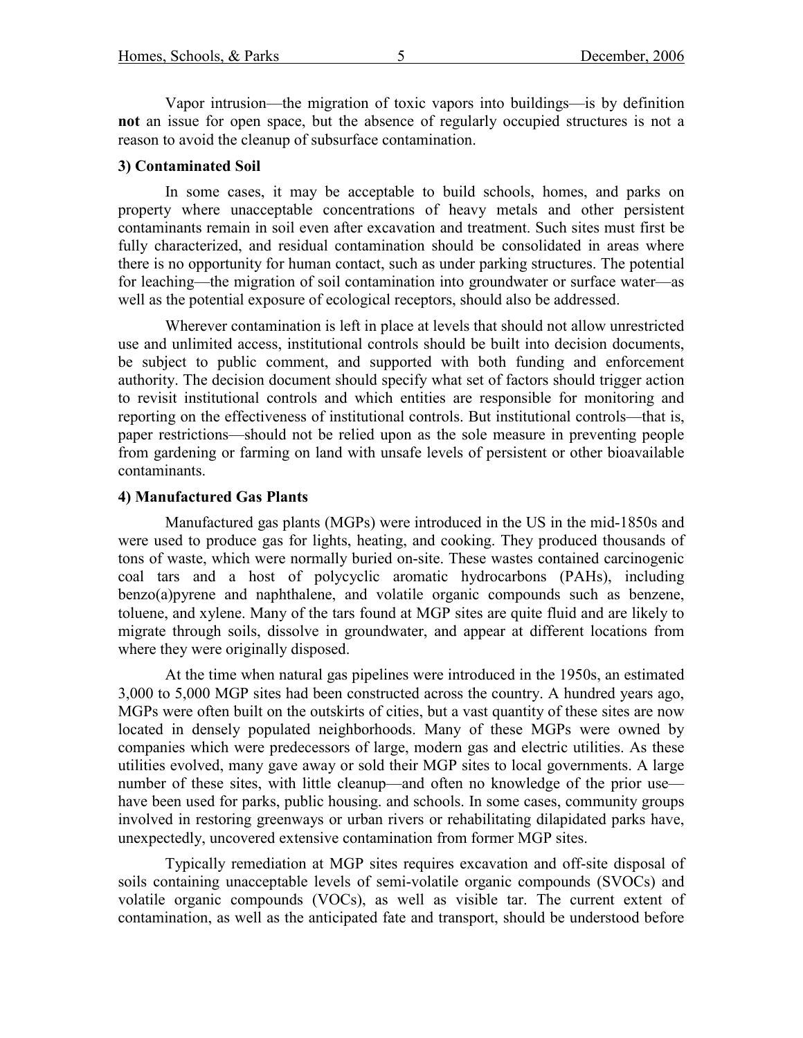Vapor intrusion—the migration of toxic vapors into buildings—is by definition **not** an issue for open space, but the absence of regularly occupied structures is not a reason to avoid the cleanup of subsurface contamination.

### 3) Contaminated Soil

In some cases, it may be acceptable to build schools, homes, and parks on property where unacceptable concentrations of heavy metals and other persistent contaminants remain in soil even after excavation and treatment. Such sites must first be fully characterized, and residual contamination should be consolidated in areas where there is no opportunity for human contact, such as under parking structures. The potential for leaching—the migration of soil contamination into groundwater or surface water—as well as the potential exposure of ecological receptors, should also be addressed.

Wherever contamination is left in place at levels that should not allow unrestricted use and unlimited access, institutional controls should be built into decision documents, be subject to public comment, and supported with both funding and enforcement authority. The decision document should specify what set of factors should trigger action to revisit institutional controls and which entities are responsible for monitoring and reporting on the effectiveness of institutional controls. But institutional controls—that is, paper restrictions—should not be relied upon as the sole measure in preventing people from gardening or farming on land with unsafe levels of persistent or other bioavailable contaminants.

### 4) Manufactured Gas Plants

Manufactured gas plants (MGPs) were introduced in the US in the mid-1850s and were used to produce gas for lights, heating, and cooking. They produced thousands of tons of waste, which were normally buried on-site. These wastes contained carcinogenic coal tars and a host of polycyclic aromatic hydrocarbons (PAHs), including benzo(a)pyrene and naphthalene, and volatile organic compounds such as benzene, toluene, and xylene. Many of the tars found at MGP sites are quite fluid and are likely to migrate through soils, dissolve in groundwater, and appear at different locations from where they were originally disposed.

At the time when natural gas pipelines were introduced in the 1950s, an estimated 3,000 to 5,000 MGP sites had been constructed across the country. A hundred years ago, MGPs were often built on the outskirts of cities, but a vast quantity of these sites are now located in densely populated neighborhoods. Many of these MGPs were owned by companies which were predecessors of large, modern gas and electric utilities. As these utilities evolved, many gave away or sold their MGP sites to local governments. A large number of these sites, with little cleanup—and often no knowledge of the prior use—have been used for parks, public housing. and schools. In some cases, community groups involved in restoring greenways or urban rivers or rehabilitating dilapidated parks have, unexpectedly, uncovered extensive contamination from former MGP sites.

Typically remediation at MGP sites requires excavation and off-site disposal of soils containing unacceptable levels of semi-volatile organic compounds (SVOCs) and volatile organic compounds (VOCs), as well as visible tar. The current extent of contamination, as well as the anticipated fate and transport, should be understood before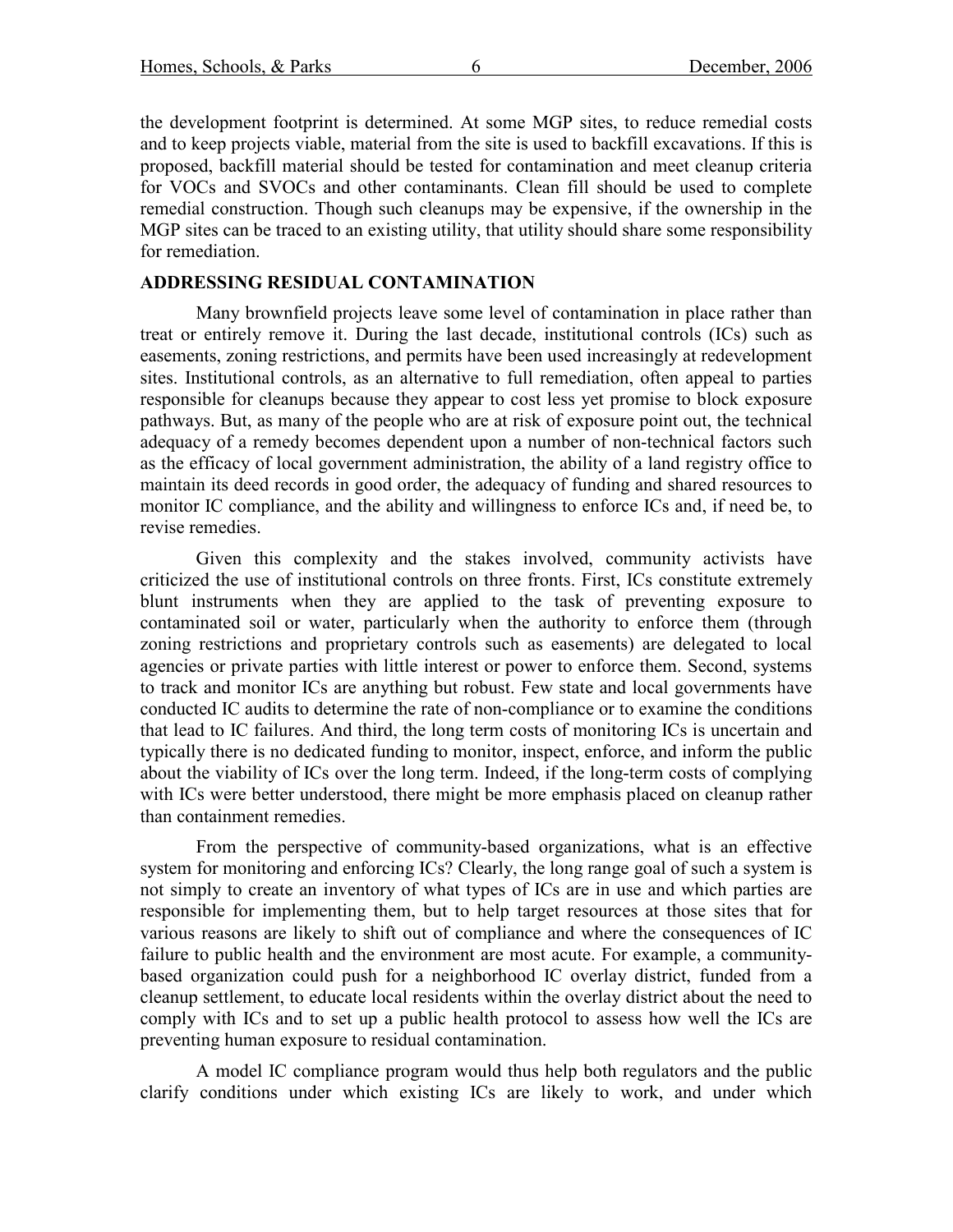the development footprint is determined. At some MGP sites, to reduce remedial costs and to keep projects viable, material from the site is used to backfill excavations. If this is proposed, backfill material should be tested for contamination and meet cleanup criteria for VOCs and SVOCs and other contaminants. Clean fill should be used to complete remedial construction. Though such cleanups may be expensive, if the ownership in the MGP sites can be traced to an existing utility, that utility should share some responsibility for remediation.

## ADDRESSING RESIDUAL CONTAMINATION

Many brownfield projects leave some level of contamination in place rather than treat or entirely remove it. During the last decade, institutional controls (ICs) such as easements, zoning restrictions, and permits have been used increasingly at redevelopment sites. Institutional controls, as an alternative to full remediation, often appeal to parties responsible for cleanups because they appear to cost less yet promise to block exposure pathways. But, as many of the people who are at risk of exposure point out, the technical adequacy of a remedy becomes dependent upon a number of non-technical factors such as the efficacy of local government administration, the ability of a land registry office to maintain its deed records in good order, the adequacy of funding and shared resources to monitor IC compliance, and the ability and willingness to enforce ICs and, if need be, to revise remedies.

Given this complexity and the stakes involved, community activists have criticized the use of institutional controls on three fronts. First, ICs constitute extremely blunt instruments when they are applied to the task of preventing exposure to contaminated soil or water, particularly when the authority to enforce them (through zoning restrictions and proprietary controls such as easements) are delegated to local agencies or private parties with little interest or power to enforce them. Second, systems to track and monitor ICs are anything but robust. Few state and local governments have conducted IC audits to determine the rate of non-compliance or to examine the conditions that lead to IC failures. And third, the long term costs of monitoring ICs is uncertain and typically there is no dedicated funding to monitor, inspect, enforce, and inform the public about the viability of ICs over the long term. Indeed, if the long-term costs of complying with ICs were better understood, there might be more emphasis placed on cleanup rather than containment remedies.

From the perspective of community-based organizations, what is an effective system for monitoring and enforcing ICs? Clearly, the long range goal of such a system is not simply to create an inventory of what types of ICs are in use and which parties are responsible for implementing them, but to help target resources at those sites that for various reasons are likely to shift out of compliance and where the consequences of IC failure to public health and the environment are most acute. For example, a community-based organization could push for a neighborhood IC overlay district, funded from a cleanup settlement, to educate local residents within the overlay district about the need to comply with ICs and to set up a public health protocol to assess how well the ICs are preventing human exposure to residual contamination.

A model IC compliance program would thus help both regulators and the public clarify conditions under which existing ICs are likely to work, and under which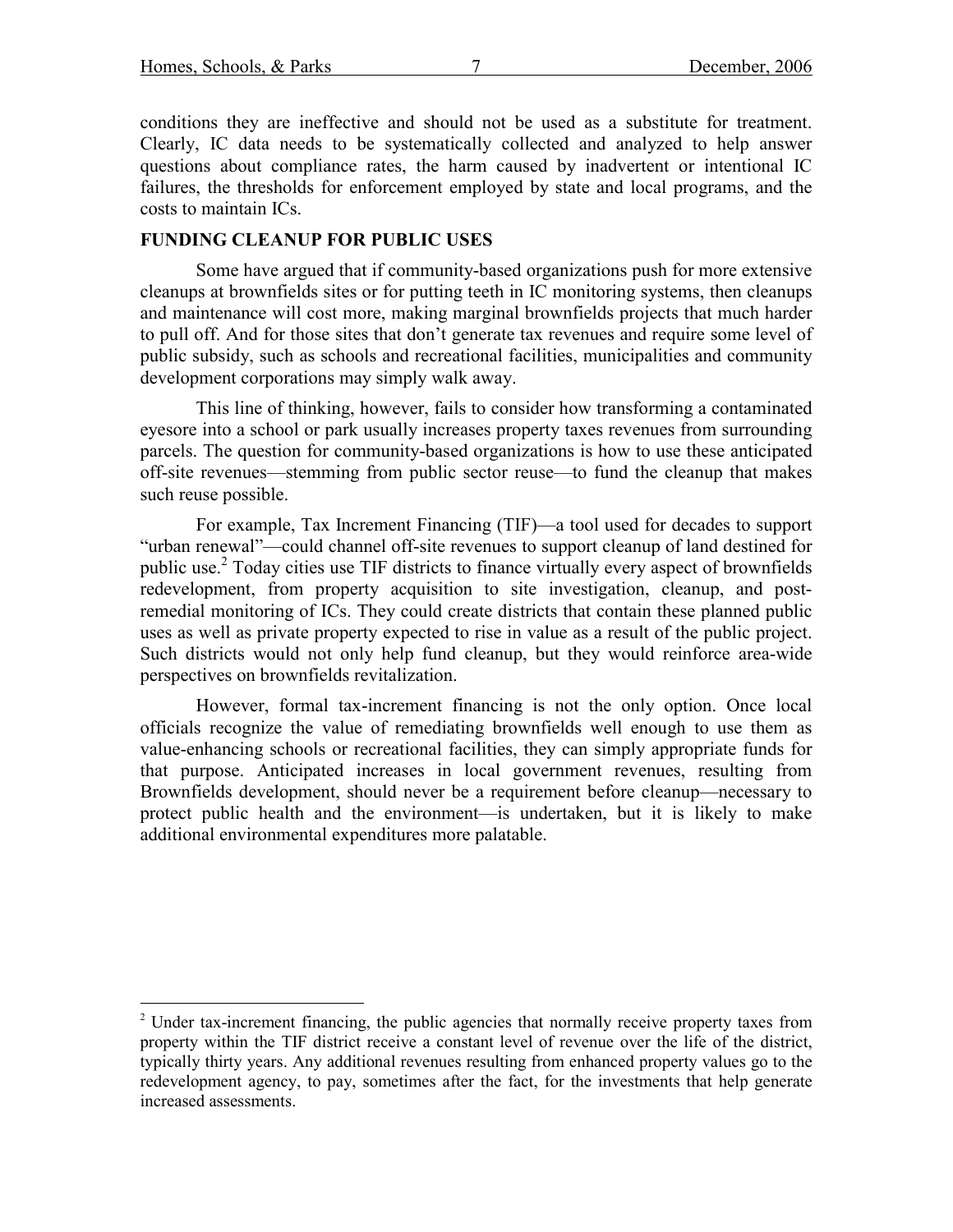conditions they are ineffective and should not be used as a substitute for treatment. Clearly, IC data needs to be systematically collected and analyzed to help answer questions about compliance rates, the harm caused by inadvertent or intentional IC failures, the thresholds for enforcement employed by state and local programs, and the costs to maintain ICs.

## FUNDING CLEANUP FOR PUBLIC USES

Some have argued that if community-based organizations push for more extensive cleanups at brownfields sites or for putting teeth in IC monitoring systems, then cleanups and maintenance will cost more, making marginal brownfields projects that much harder to pull off. And for those sites that don't generate tax revenues and require some level of public subsidy, such as schools and recreational facilities, municipalities and community development corporations may simply walk away.

This line of thinking, however, fails to consider how transforming a contaminated eyesore into a school or park usually increases property taxes revenues from surrounding parcels. The question for community-based organizations is how to use these anticipated off-site revenues—stemming from public sector reuse—to fund the cleanup that makes such reuse possible.

For example, Tax Increment Financing (TIF)—a tool used for decades to support "urban renewal"—could channel off-site revenues to support cleanup of land destined for public use.[2] Today cities use TIF districts to finance virtually every aspect of brownfields redevelopment, from property acquisition to site investigation, cleanup, and post-remedial monitoring of ICs. They could create districts that contain these planned public uses as well as private property expected to rise in value as a result of the public project. Such districts would not only help fund cleanup, but they would reinforce area-wide perspectives on brownfields revitalization.

However, formal tax-increment financing is not the only option. Once local officials recognize the value of remediating brownfields well enough to use them as value-enhancing schools or recreational facilities, they can simply appropriate funds for that purpose. Anticipated increases in local government revenues, resulting from Brownfields development, should never be a requirement before cleanup—necessary to protect public health and the environment—is undertaken, but it is likely to make additional environmental expenditures more palatable.

---

[2] Under tax-increment financing, the public agencies that normally receive property taxes from property within the TIF district receive a constant level of revenue over the life of the district, typically thirty years. Any additional revenues resulting from enhanced property values go to the redevelopment agency, to pay, sometimes after the fact, for the investments that help generate increased assessments.